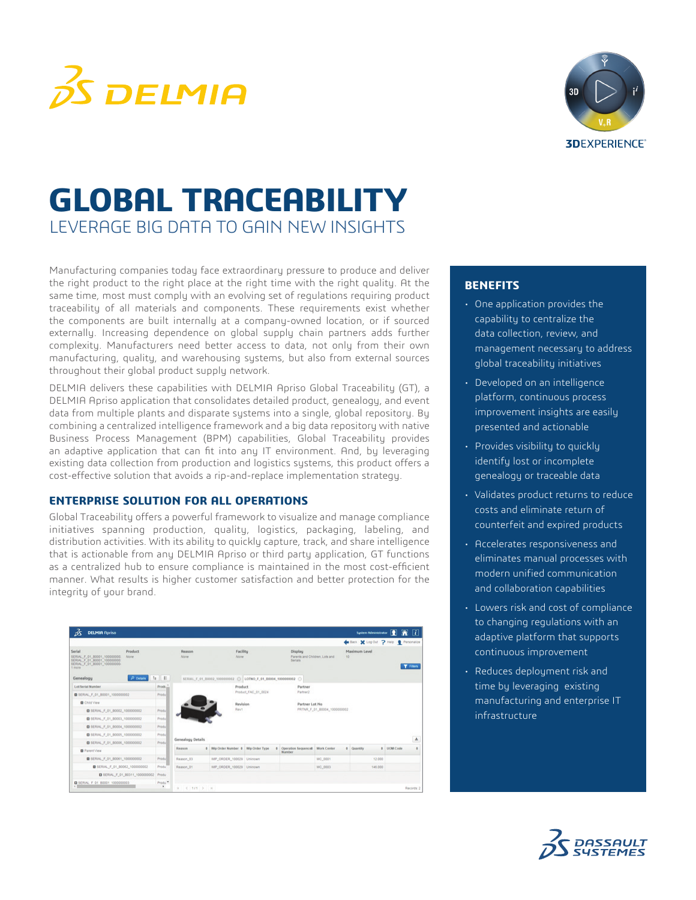# GLOBAL TRACEABILITY

## LEVERAGE BIG DATA TO GAIN NEW INSIGHTS

Manufacturing companies today face extraordinary pressure to produce and deliver the right product to the right place at the right time with the right quality. At the same time, most must comply with an evolving set of regulations requiring product traceability of all materials and components. These requirements exist whether the components are built internally at a company-owned location, or if sourced externally. Increasing dependence on global supply chain partners adds further complexity. Manufacturers need better access to data, not only from their own manufacturing, quality, and warehousing systems, but also from external sources throughout their global product supply network.

DELMIA delivers these capabilities with DELMIA Apriso Global Traceability (GT), a DELMIA Apriso application that consolidates detailed product, genealogy, and event data from multiple plants and disparate systems into a single, global repository. By combining a centralized intelligence framework and a big data repository with native Business Process Management (BPM) capabilities, Global Traceability provides an adaptive application that can fit into any IT environment. And, by leveraging existing data collection from production and logistics systems, this product offers a cost-effective solution that avoids a rip-and-replace implementation strategy.

### ENTERPRISE SOLUTION FOR ALL OPERATIONS

Global Traceability offers a powerful framework to visualize and manage compliance initiatives spanning production, quality, logistics, packaging, labeling, and distribution activities. With its ability to quickly capture, track, and share intelligence that is actionable from any DELMIA Apriso or third party application, GT functions as a centralized hub to ensure compliance is maintained in the most cost-efficient manner. What results is higher customer satisfaction and better protection for the integrity of your brand.

### BENEFITS

- One application provides the capability to centralize the data collection, review, and management necessary to address global traceability initiatives
- Developed on an intelligence platform, continuous process improvement insights are easily presented and actionable
- Provides visibility to quickly identify lost or incomplete genealogy or traceable data
- Validates product returns to reduce costs and eliminate return of counterfeit and expired products
- Accelerates responsiveness and eliminates manual processes with modern unified communication and collaboration capabilities
- Lowers risk and cost of compliance to changing regulations with an adaptive platform that supports continuous improvement
- Reduces deployment risk and time by leveraging existing manufacturing and enterprise IT infrastructure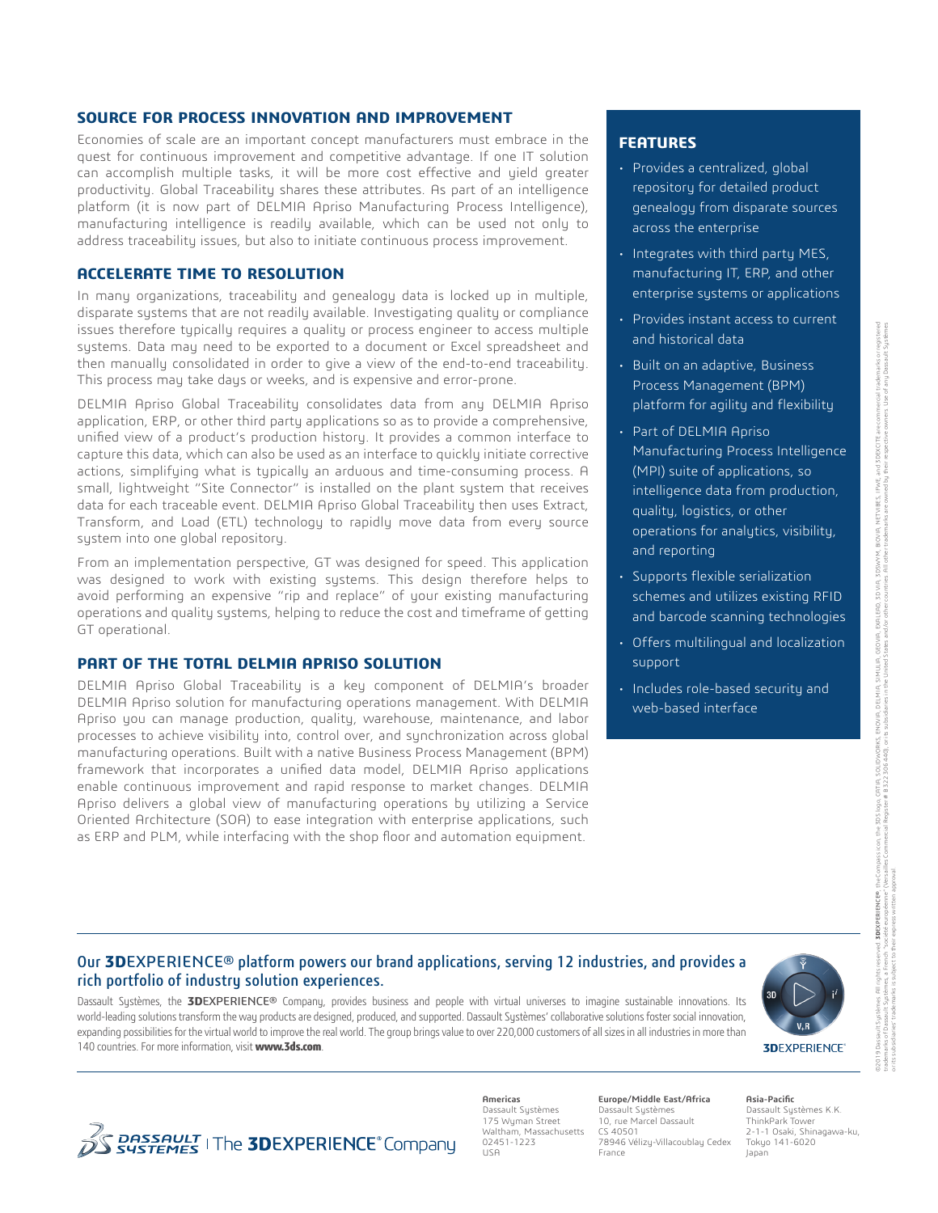## SOURCE FOR PROCESS INNOVATION AND IMPROVEMENT

Economies of scale are an important concept manufacturers must embrace in the quest for continuous improvement and competitive advantage. If one IT solution can accomplish multiple tasks, it will be more cost effective and yield greater productivity. Global Traceability shares these attributes. As part of an intelligence platform (it is now part of DELMIA Apriso Manufacturing Process Intelligence), manufacturing intelligence is readily available, which can be used not only to address traceability issues, but also to initiate continuous process improvement.

## ACCELERATE TIME TO RESOLUTION

In many organizations, traceability and genealogy data is locked up in multiple, disparate systems that are not readily available. Investigating quality or compliance issues therefore typically requires a quality or process engineer to access multiple systems. Data may need to be exported to a document or Excel spreadsheet and then manually consolidated in order to give a view of the end-to-end traceability. This process may take days or weeks, and is expensive and error-prone.

DELMIA Apriso Global Traceability consolidates data from any DELMIA Apriso application, ERP, or other third party applications so as to provide a comprehensive, unified view of a product's production history. It provides a common interface to capture this data, which can also be used as an interface to quickly initiate corrective actions, simplifying what is typically an arduous and time-consuming process. A small, lightweight "Site Connector" is installed on the plant system that receives data for each traceable event. DELMIA Apriso Global Traceability then uses Extract, Transform, and Load (ETL) technology to rapidly move data from every source system into one global repository.

From an implementation perspective, GT was designed for speed. This application was designed to work with existing systems. This design therefore helps to avoid performing an expensive "rip and replace" of your existing manufacturing operations and quality systems, helping to reduce the cost and timeframe of getting GT operational.

## PART OF THE TOTAL DELMIA APRISO SOLUTION

DELMIA Apriso Global Traceability is a key component of DELMIA's broader DELMIA Apriso solution for manufacturing operations management. With DELMIA Apriso you can manage production, quality, warehouse, maintenance, and labor processes to achieve visibility into, control over, and synchronization across global manufacturing operations. Built with a native Business Process Management (BPM) framework that incorporates a unified data model, DELMIA Apriso applications enable continuous improvement and rapid response to market changes. DELMIA Apriso delivers a global view of manufacturing operations by utilizing a Service Oriented Architecture (SOA) to ease integration with enterprise applications, such as ERP and PLM, while interfacing with the shop floor and automation equipment.

## FEATURES

- Provides a centralized, global repository for detailed product genealogy from disparate sources across the enterprise
- Integrates with third party MES, manufacturing IT, ERP, and other enterprise systems or applications
- Provides instant access to current and historical data
- Built on an adaptive, Business Process Management (BPM) platform for agility and flexibility
- Part of DELMIA Apriso Manufacturing Process Intelligence (MPI) suite of applications, so intelligence data from production, quality, logistics, or other operations for analytics, visibility, and reporting
- Supports flexible serialization schemes and utilizes existing RFID and barcode scanning technologies
- Offers multilingual and localization support
- Includes role-based security and web-based interface

## Our **3D**EXPERIENCE® platform powers our brand applications, serving 12 industries, and provides a rich portfolio of industry solution experiences.

Dassault Systèmes, the **3D**EXPERIENCE® Company, provides business and people with virtual universes to imagine sustainable innovations. Its world-leading solutions transform the way products are designed, produced, and supported. Dassault Systèmes' collaborative solutions foster social innovation, expanding possibilities for the virtual world to improve the real world. The group brings value to over 220,000 customers of all sizes in all industries in more than 140 countries. For more information, visit **www.3ds.com**.

DASSAULT SYSTEMES | The 3DEXPERIENCE® Company

**Americas**
Dassault Systèmes
175 Wyman Street
Waltham, Massachusetts
02451-1223
USA

**Europe/Middle East/Africa**
Dassault Systèmes
10, rue Marcel Dassault
CS 40501
78946 Vélizy-Villacoublay Cedex
France

**Asia-Pacific**
Dassault Systèmes K.K.
ThinkPark Tower
2-1-1 Osaki, Shinagawa-ku,
Tokyo 141-6020
Japan